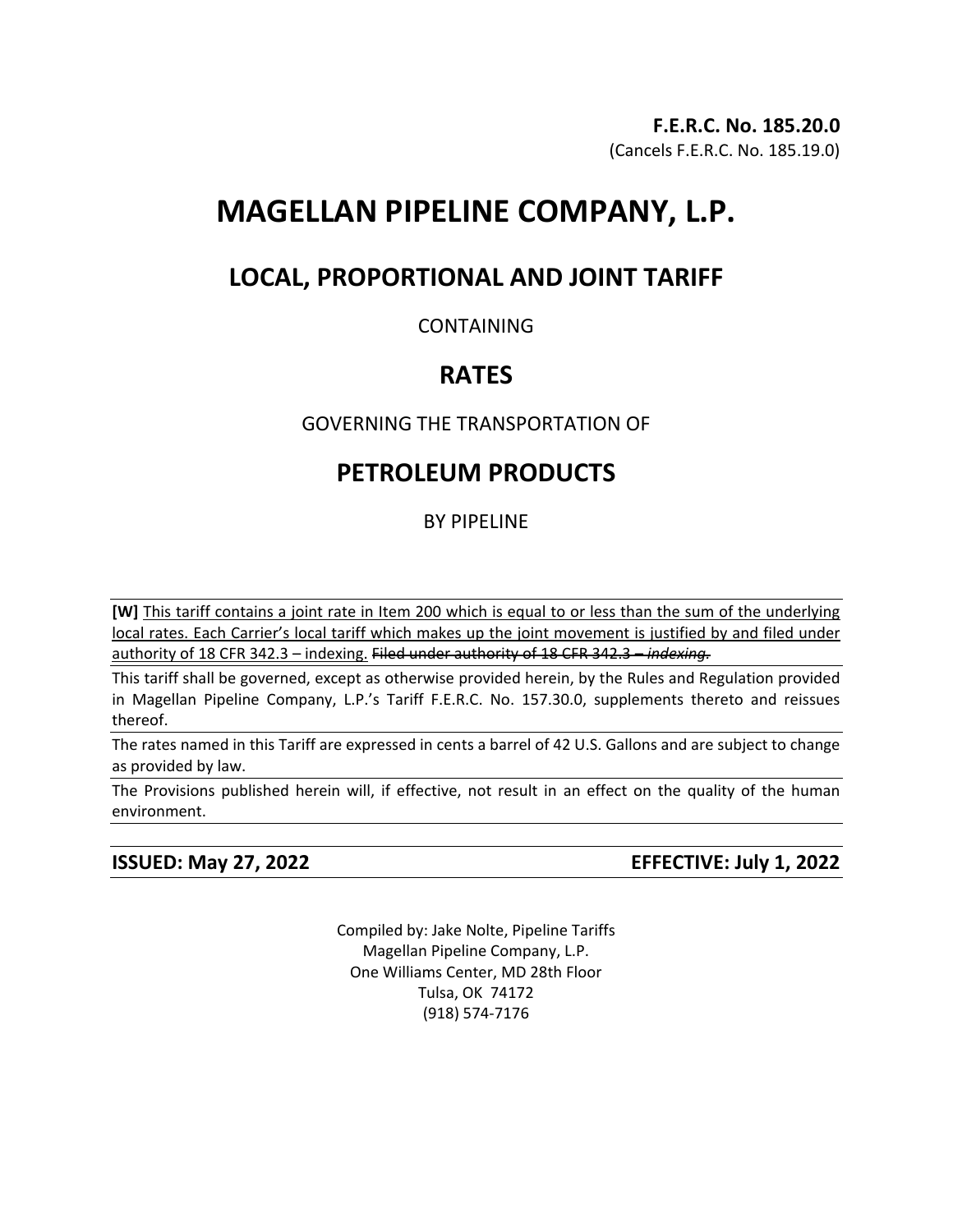**F.E.R.C. No. 185.20.0**
(Cancels F.E.R.C. No. 185.19.0)

# MAGELLAN PIPELINE COMPANY, L.P.

## LOCAL, PROPORTIONAL AND JOINT TARIFF

CONTAINING

## RATES

GOVERNING THE TRANSPORTATION OF

## PETROLEUM PRODUCTS

BY PIPELINE

**[W]** <u>This tariff contains a joint rate in Item 200 which is equal to or less than the sum of the underlying local rates. Each Carrier's local tariff which makes up the joint movement is justified by and filed under authority of 18 CFR 342.3 – indexing.</u> ~~Filed under authority of 18 CFR 342.3 – *indexing.*~~

This tariff shall be governed, except as otherwise provided herein, by the Rules and Regulation provided in Magellan Pipeline Company, L.P.'s Tariff F.E.R.C. No. 157.30.0, supplements thereto and reissues thereof.

The rates named in this Tariff are expressed in cents a barrel of 42 U.S. Gallons and are subject to change as provided by law.

The Provisions published herein will, if effective, not result in an effect on the quality of the human environment.

**ISSUED: May 27, 2022** **EFFECTIVE: July 1, 2022**

Compiled by: Jake Nolte, Pipeline Tariffs
Magellan Pipeline Company, L.P.
One Williams Center, MD 28th Floor
Tulsa, OK 74172
(918) 574-7176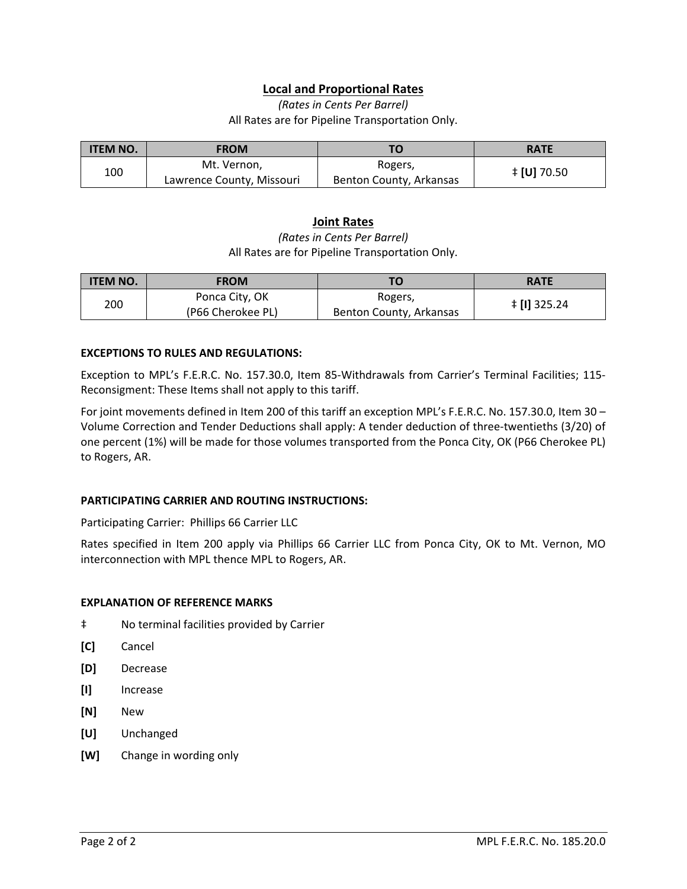## Local and Proportional Rates

*(Rates in Cents Per Barrel)*

All Rates are for Pipeline Transportation Only.

| ITEM NO. | FROM | TO | RATE |
| --- | --- | --- | --- |
| 100 | Mt. Vernon, Lawrence County, Missouri | Rogers, Benton County, Arkansas | ‡ **[U]** 70.50 |

## Joint Rates

*(Rates in Cents Per Barrel)*

All Rates are for Pipeline Transportation Only.

| ITEM NO. | FROM | TO | RATE |
| --- | --- | --- | --- |
| 200 | Ponca City, OK (P66 Cherokee PL) | Rogers, Benton County, Arkansas | ‡ **[I]** 325.24 |

**EXCEPTIONS TO RULES AND REGULATIONS:**

Exception to MPL's F.E.R.C. No. 157.30.0, Item 85-Withdrawals from Carrier's Terminal Facilities; 115-Reconsignment: These Items shall not apply to this tariff.

For joint movements defined in Item 200 of this tariff an exception MPL's F.E.R.C. No. 157.30.0, Item 30 – Volume Correction and Tender Deductions shall apply: A tender deduction of three-twentieths (3/20) of one percent (1%) will be made for those volumes transported from the Ponca City, OK (P66 Cherokee PL) to Rogers, AR.

**PARTICIPATING CARRIER AND ROUTING INSTRUCTIONS:**

Participating Carrier: Phillips 66 Carrier LLC

Rates specified in Item 200 apply via Phillips 66 Carrier LLC from Ponca City, OK to Mt. Vernon, MO interconnection with MPL thence MPL to Rogers, AR.

**EXPLANATION OF REFERENCE MARKS**

- ‡ No terminal facilities provided by Carrier
- **[C]** Cancel
- **[D]** Decrease
- **[I]** Increase
- **[N]** New
- **[U]** Unchanged
- **[W]** Change in wording only

MPL F.E.R.C. No. 185.20.0